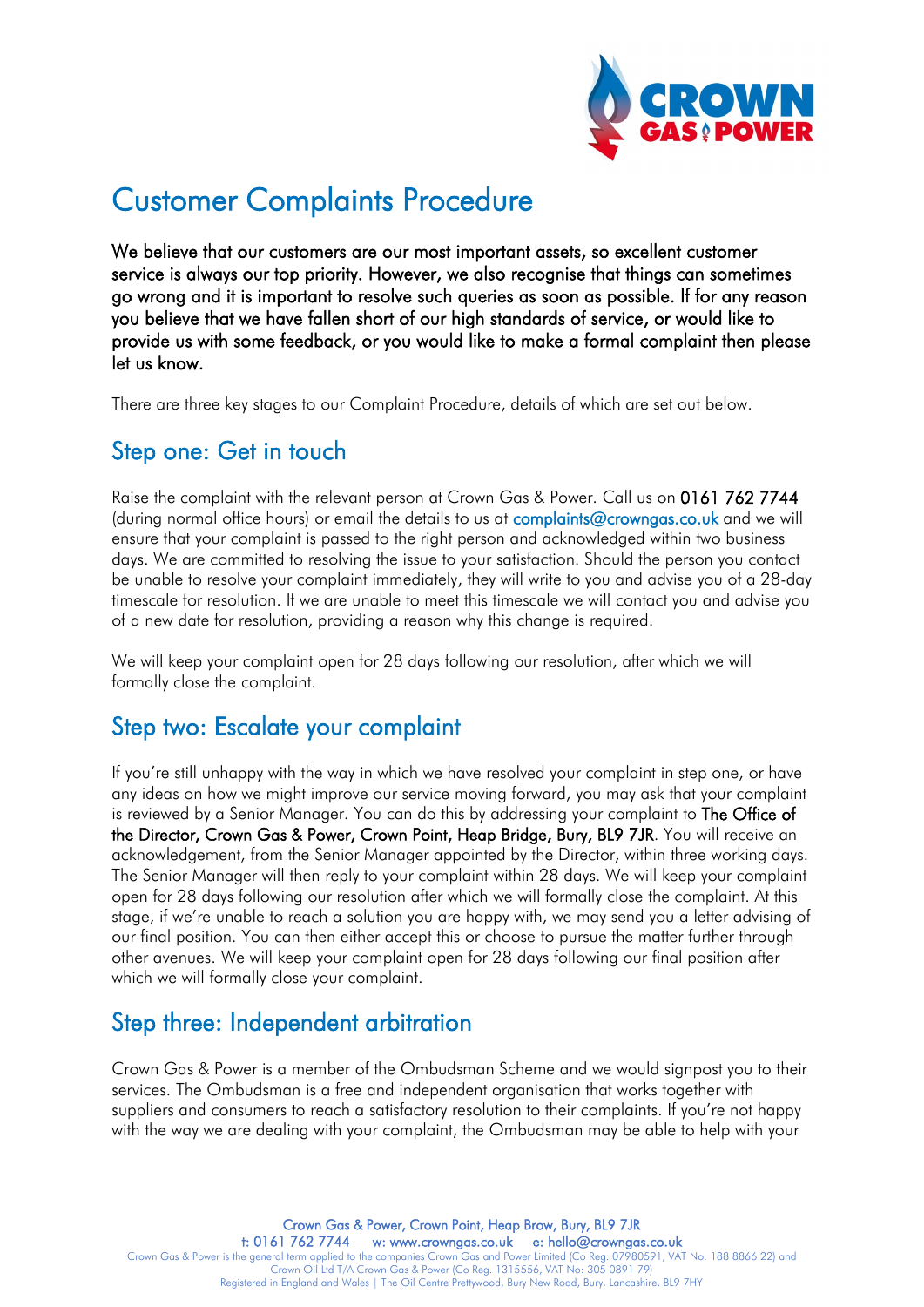# Customer Complaints Procedure

**We believe that our customers are our most important assets, so excellent customer service is always our top priority. However, we also recognise that things can sometimes go wrong and it is important to resolve such queries as soon as possible. If for any reason you believe that we have fallen short of our high standards of service, or would like to provide us with some feedback, or you would like to make a formal complaint then please let us know.**

There are three key stages to our Complaint Procedure, details of which are set out below.

## Step one: Get in touch

Raise the complaint with the relevant person at Crown Gas & Power. Call us on **0161 762 7744** (during normal office hours) or email the details to us at complaints@crowngas.co.uk and we will ensure that your complaint is passed to the right person and acknowledged within two business days. We are committed to resolving the issue to your satisfaction. Should the person you contact be unable to resolve your complaint immediately, they will write to you and advise you of a 28-day timescale for resolution. If we are unable to meet this timescale we will contact you and advise you of a new date for resolution, providing a reason why this change is required.

We will keep your complaint open for 28 days following our resolution, after which we will formally close the complaint.

## Step two: Escalate your complaint

If you're still unhappy with the way in which we have resolved your complaint in step one, or have any ideas on how we might improve our service moving forward, you may ask that your complaint is reviewed by a Senior Manager. You can do this by addressing your complaint to **The Office of the Director, Crown Gas & Power, Crown Point, Heap Bridge, Bury, BL9 7JR**. You will receive an acknowledgement, from the Senior Manager appointed by the Director, within three working days. The Senior Manager will then reply to your complaint within 28 days. We will keep your complaint open for 28 days following our resolution after which we will formally close the complaint. At this stage, if we're unable to reach a solution you are happy with, we may send you a letter advising of our final position. You can then either accept this or choose to pursue the matter further through other avenues. We will keep your complaint open for 28 days following our final position after which we will formally close your complaint.

## Step three: Independent arbitration

Crown Gas & Power is a member of the Ombudsman Scheme and we would signpost you to their services. The Ombudsman is a free and independent organisation that works together with suppliers and consumers to reach a satisfactory resolution to their complaints. If you're not happy with the way we are dealing with your complaint, the Ombudsman may be able to help with your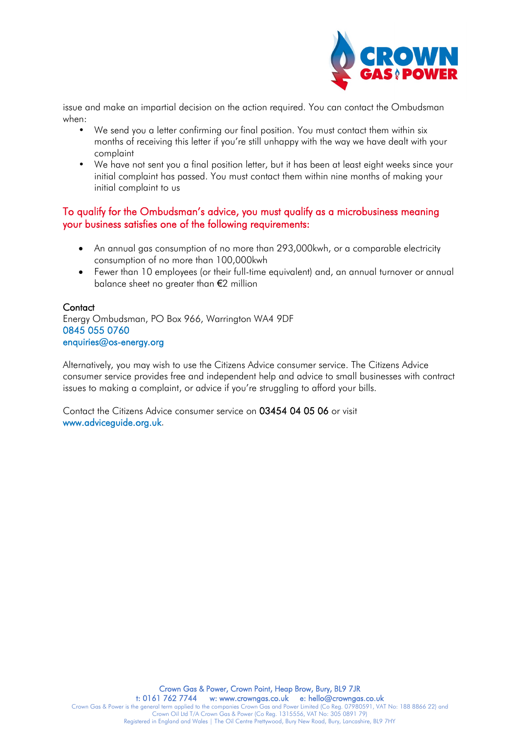issue and make an impartial decision on the action required. You can contact the Ombudsman when:

- We send you a letter confirming our final position. You must contact them within six months of receiving this letter if you're still unhappy with the way we have dealt with your complaint
- We have not sent you a final position letter, but it has been at least eight weeks since your initial complaint has passed. You must contact them within nine months of making your initial complaint to us

### To qualify for the Ombudsman's advice, you must qualify as a microbusiness meaning your business satisfies one of the following requirements:

- An annual gas consumption of no more than 293,000kwh, or a comparable electricity consumption of no more than 100,000kwh
- Fewer than 10 employees (or their full-time equivalent) and, an annual turnover or annual balance sheet no greater than €2 million

**Contact**
Energy Ombudsman, PO Box 966, Warrington WA4 9DF
0845 055 0760
enquiries@os-energy.org

Alternatively, you may wish to use the Citizens Advice consumer service. The Citizens Advice consumer service provides free and independent help and advice to small businesses with contract issues to making a complaint, or advice if you're struggling to afford your bills.

Contact the Citizens Advice consumer service on **03454 04 05 06** or visit www.adviceguide.org.uk.

Crown Gas & Power, Crown Point, Heap Brow, Bury, BL9 7JR
t: 0161 762 7744 w: www.crowngas.co.uk e: hello@crowngas.co.uk
Crown Gas & Power is the general term applied to the companies Crown Gas and Power Limited (Co Reg. 07980591, VAT No: 188 8866 22) and Crown Oil Ltd T/A Crown Gas & Power (Co Reg. 1315556, VAT No: 305 0891 79)
Registered in England and Wales | The Oil Centre Prettywood, Bury New Road, Bury, Lancashire, BL9 7HY